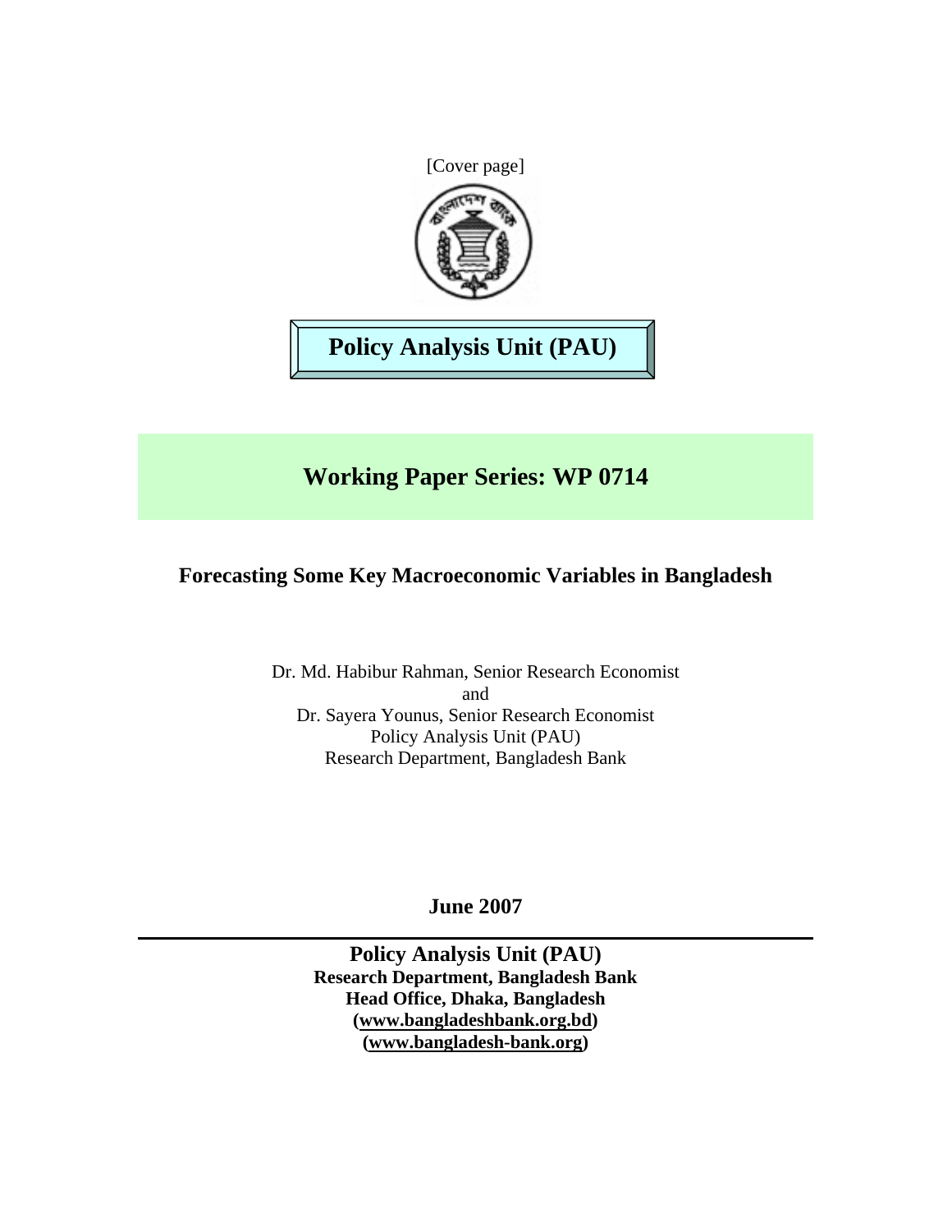[Cover page]

**Policy Analysis Unit (PAU)**

## Working Paper Series: WP 0714

# Forecasting Some Key Macroeconomic Variables in Bangladesh

Dr. Md. Habibur Rahman, Senior Research Economist
and
Dr. Sayera Younus, Senior Research Economist
Policy Analysis Unit (PAU)
Research Department, Bangladesh Bank

**June 2007**

---

**Policy Analysis Unit (PAU)**
**Research Department, Bangladesh Bank**
**Head Office, Dhaka, Bangladesh**
**(www.bangladeshbank.org.bd)**
**(www.bangladesh-bank.org)**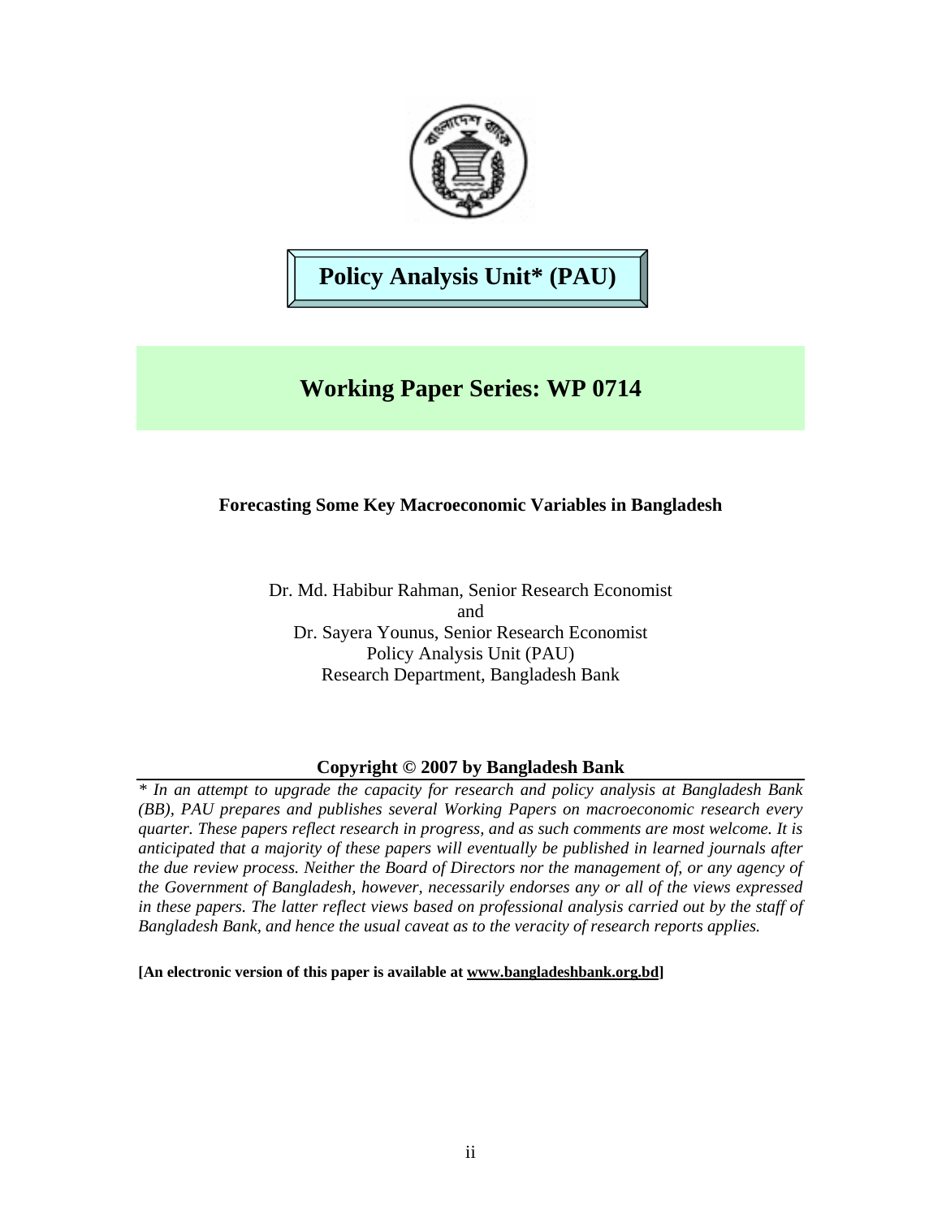# Policy Analysis Unit* (PAU)

## Working Paper Series: WP 0714

**Forecasting Some Key Macroeconomic Variables in Bangladesh**

Dr. Md. Habibur Rahman, Senior Research Economist
and
Dr. Sayera Younus, Senior Research Economist
Policy Analysis Unit (PAU)
Research Department, Bangladesh Bank

**Copyright © 2007 by Bangladesh Bank**

*\* In an attempt to upgrade the capacity for research and policy analysis at Bangladesh Bank (BB), PAU prepares and publishes several Working Papers on macroeconomic research every quarter. These papers reflect research in progress, and as such comments are most welcome. It is anticipated that a majority of these papers will eventually be published in learned journals after the due review process. Neither the Board of Directors nor the management of, or any agency of the Government of Bangladesh, however, necessarily endorses any or all of the views expressed in these papers. The latter reflect views based on professional analysis carried out by the staff of Bangladesh Bank, and hence the usual caveat as to the veracity of research reports applies.*

**[An electronic version of this paper is available at www.bangladeshbank.org.bd]**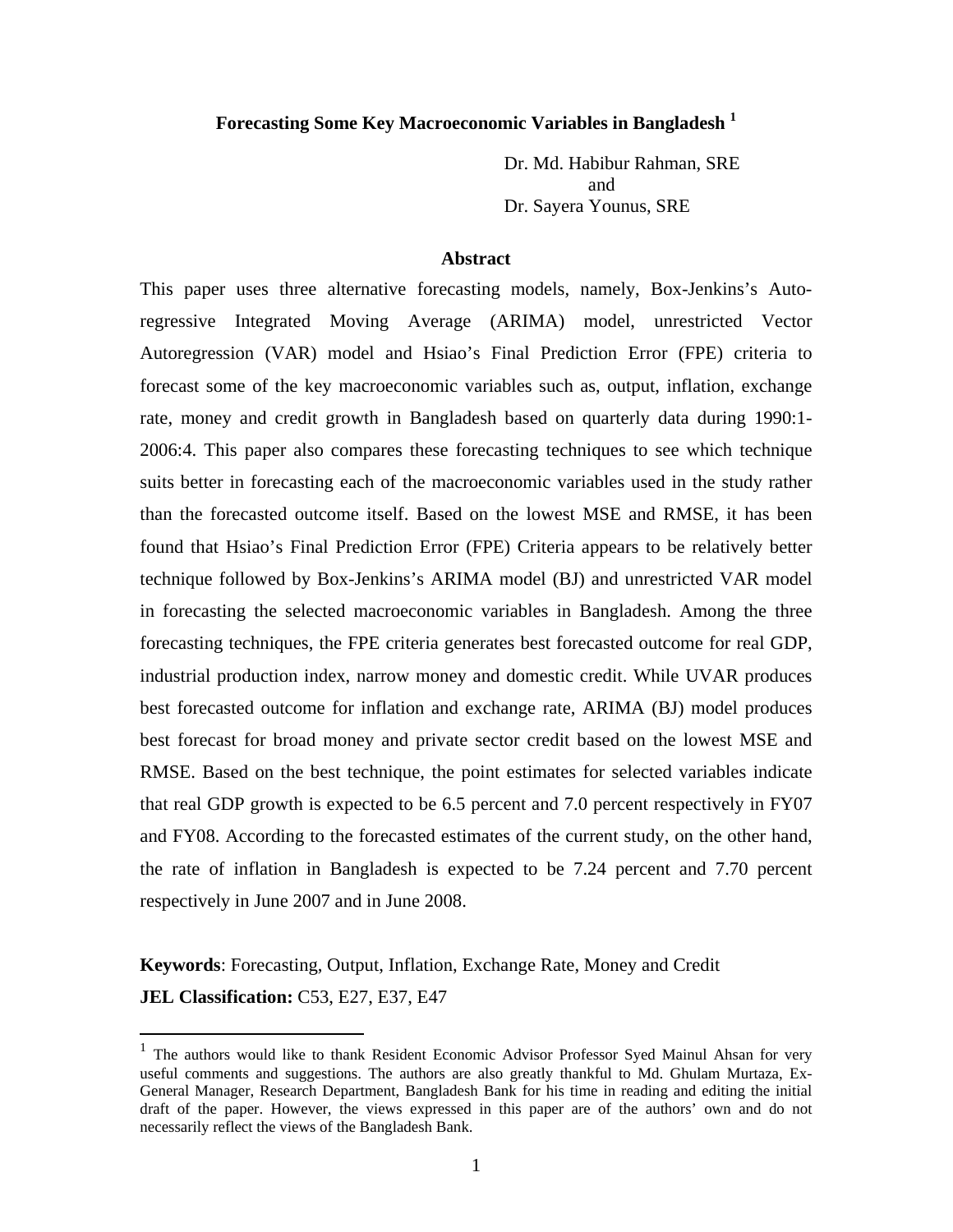# Forecasting Some Key Macroeconomic Variables in Bangladesh [1]

Dr. Md. Habibur Rahman, SRE
and
Dr. Sayera Younus, SRE

## Abstract

This paper uses three alternative forecasting models, namely, Box-Jenkins's Auto-regressive Integrated Moving Average (ARIMA) model, unrestricted Vector Autoregression (VAR) model and Hsiao's Final Prediction Error (FPE) criteria to forecast some of the key macroeconomic variables such as, output, inflation, exchange rate, money and credit growth in Bangladesh based on quarterly data during 1990:1-2006:4. This paper also compares these forecasting techniques to see which technique suits better in forecasting each of the macroeconomic variables used in the study rather than the forecasted outcome itself. Based on the lowest MSE and RMSE, it has been found that Hsiao's Final Prediction Error (FPE) Criteria appears to be relatively better technique followed by Box-Jenkins's ARIMA model (BJ) and unrestricted VAR model in forecasting the selected macroeconomic variables in Bangladesh. Among the three forecasting techniques, the FPE criteria generates best forecasted outcome for real GDP, industrial production index, narrow money and domestic credit. While UVAR produces best forecasted outcome for inflation and exchange rate, ARIMA (BJ) model produces best forecast for broad money and private sector credit based on the lowest MSE and RMSE. Based on the best technique, the point estimates for selected variables indicate that real GDP growth is expected to be 6.5 percent and 7.0 percent respectively in FY07 and FY08. According to the forecasted estimates of the current study, on the other hand, the rate of inflation in Bangladesh is expected to be 7.24 percent and 7.70 percent respectively in June 2007 and in June 2008.

**Keywords**: Forecasting, Output, Inflation, Exchange Rate, Money and Credit
**JEL Classification:** C53, E27, E37, E47

---

[1] The authors would like to thank Resident Economic Advisor Professor Syed Mainul Ahsan for very useful comments and suggestions. The authors are also greatly thankful to Md. Ghulam Murtaza, Ex-General Manager, Research Department, Bangladesh Bank for his time in reading and editing the initial draft of the paper. However, the views expressed in this paper are of the authors' own and do not necessarily reflect the views of the Bangladesh Bank.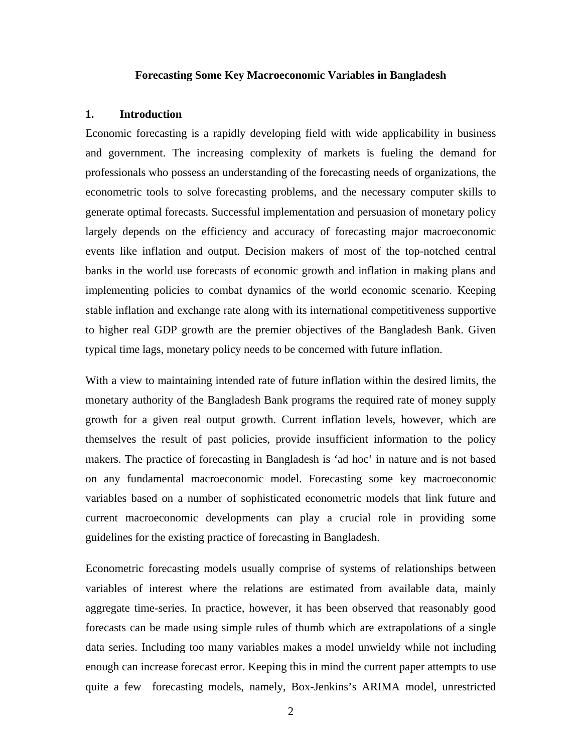**Forecasting Some Key Macroeconomic Variables in Bangladesh**

## 1. Introduction

Economic forecasting is a rapidly developing field with wide applicability in business and government. The increasing complexity of markets is fueling the demand for professionals who possess an understanding of the forecasting needs of organizations, the econometric tools to solve forecasting problems, and the necessary computer skills to generate optimal forecasts. Successful implementation and persuasion of monetary policy largely depends on the efficiency and accuracy of forecasting major macroeconomic events like inflation and output. Decision makers of most of the top-notched central banks in the world use forecasts of economic growth and inflation in making plans and implementing policies to combat dynamics of the world economic scenario. Keeping stable inflation and exchange rate along with its international competitiveness supportive to higher real GDP growth are the premier objectives of the Bangladesh Bank. Given typical time lags, monetary policy needs to be concerned with future inflation.

With a view to maintaining intended rate of future inflation within the desired limits, the monetary authority of the Bangladesh Bank programs the required rate of money supply growth for a given real output growth. Current inflation levels, however, which are themselves the result of past policies, provide insufficient information to the policy makers. The practice of forecasting in Bangladesh is 'ad hoc' in nature and is not based on any fundamental macroeconomic model. Forecasting some key macroeconomic variables based on a number of sophisticated econometric models that link future and current macroeconomic developments can play a crucial role in providing some guidelines for the existing practice of forecasting in Bangladesh.

Econometric forecasting models usually comprise of systems of relationships between variables of interest where the relations are estimated from available data, mainly aggregate time-series. In practice, however, it has been observed that reasonably good forecasts can be made using simple rules of thumb which are extrapolations of a single data series. Including too many variables makes a model unwieldy while not including enough can increase forecast error. Keeping this in mind the current paper attempts to use quite a few forecasting models, namely, Box-Jenkins's ARIMA model, unrestricted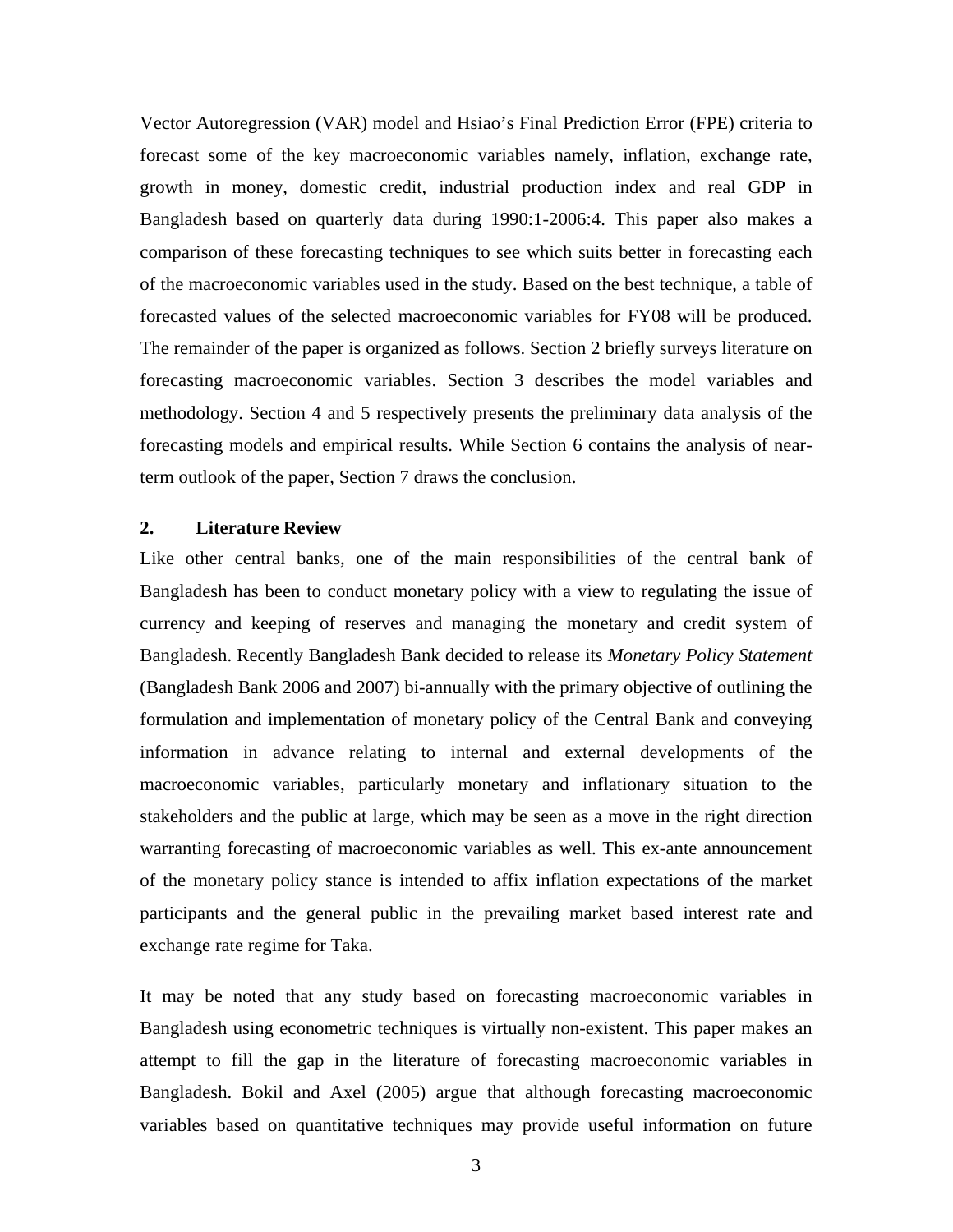Vector Autoregression (VAR) model and Hsiao's Final Prediction Error (FPE) criteria to forecast some of the key macroeconomic variables namely, inflation, exchange rate, growth in money, domestic credit, industrial production index and real GDP in Bangladesh based on quarterly data during 1990:1-2006:4. This paper also makes a comparison of these forecasting techniques to see which suits better in forecasting each of the macroeconomic variables used in the study. Based on the best technique, a table of forecasted values of the selected macroeconomic variables for FY08 will be produced. The remainder of the paper is organized as follows. Section 2 briefly surveys literature on forecasting macroeconomic variables. Section 3 describes the model variables and methodology. Section 4 and 5 respectively presents the preliminary data analysis of the forecasting models and empirical results. While Section 6 contains the analysis of near-term outlook of the paper, Section 7 draws the conclusion.

## 2. Literature Review

Like other central banks, one of the main responsibilities of the central bank of Bangladesh has been to conduct monetary policy with a view to regulating the issue of currency and keeping of reserves and managing the monetary and credit system of Bangladesh. Recently Bangladesh Bank decided to release its *Monetary Policy Statement* (Bangladesh Bank 2006 and 2007) bi-annually with the primary objective of outlining the formulation and implementation of monetary policy of the Central Bank and conveying information in advance relating to internal and external developments of the macroeconomic variables, particularly monetary and inflationary situation to the stakeholders and the public at large, which may be seen as a move in the right direction warranting forecasting of macroeconomic variables as well. This ex-ante announcement of the monetary policy stance is intended to affix inflation expectations of the market participants and the general public in the prevailing market based interest rate and exchange rate regime for Taka.

It may be noted that any study based on forecasting macroeconomic variables in Bangladesh using econometric techniques is virtually non-existent. This paper makes an attempt to fill the gap in the literature of forecasting macroeconomic variables in Bangladesh. Bokil and Axel (2005) argue that although forecasting macroeconomic variables based on quantitative techniques may provide useful information on future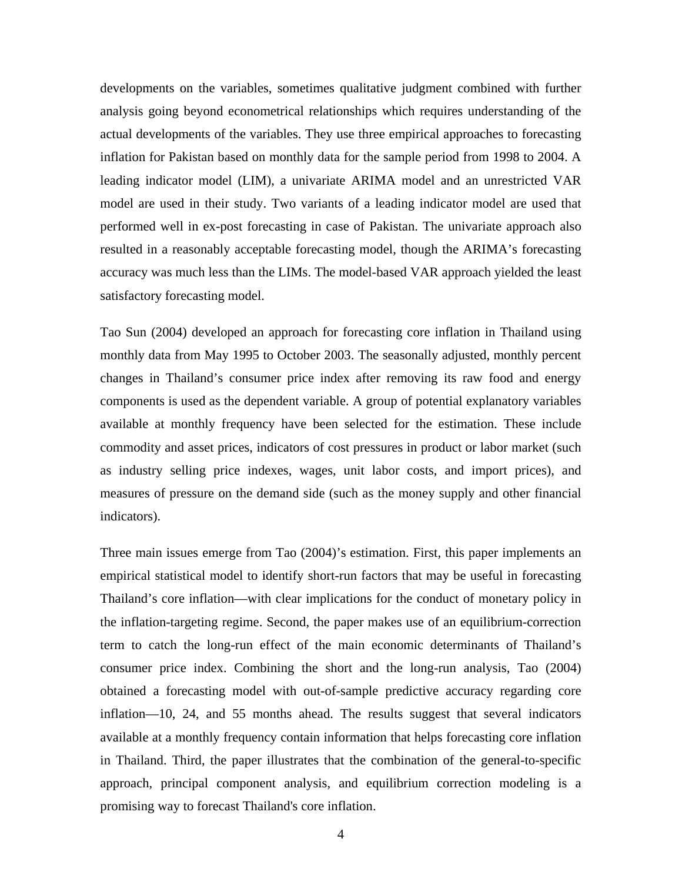developments on the variables, sometimes qualitative judgment combined with further analysis going beyond econometrical relationships which requires understanding of the actual developments of the variables. They use three empirical approaches to forecasting inflation for Pakistan based on monthly data for the sample period from 1998 to 2004. A leading indicator model (LIM), a univariate ARIMA model and an unrestricted VAR model are used in their study. Two variants of a leading indicator model are used that performed well in ex-post forecasting in case of Pakistan. The univariate approach also resulted in a reasonably acceptable forecasting model, though the ARIMA's forecasting accuracy was much less than the LIMs. The model-based VAR approach yielded the least satisfactory forecasting model.

Tao Sun (2004) developed an approach for forecasting core inflation in Thailand using monthly data from May 1995 to October 2003. The seasonally adjusted, monthly percent changes in Thailand's consumer price index after removing its raw food and energy components is used as the dependent variable. A group of potential explanatory variables available at monthly frequency have been selected for the estimation. These include commodity and asset prices, indicators of cost pressures in product or labor market (such as industry selling price indexes, wages, unit labor costs, and import prices), and measures of pressure on the demand side (such as the money supply and other financial indicators).

Three main issues emerge from Tao (2004)'s estimation. First, this paper implements an empirical statistical model to identify short-run factors that may be useful in forecasting Thailand's core inflation—with clear implications for the conduct of monetary policy in the inflation-targeting regime. Second, the paper makes use of an equilibrium-correction term to catch the long-run effect of the main economic determinants of Thailand's consumer price index. Combining the short and the long-run analysis, Tao (2004) obtained a forecasting model with out-of-sample predictive accuracy regarding core inflation—10, 24, and 55 months ahead. The results suggest that several indicators available at a monthly frequency contain information that helps forecasting core inflation in Thailand. Third, the paper illustrates that the combination of the general-to-specific approach, principal component analysis, and equilibrium correction modeling is a promising way to forecast Thailand's core inflation.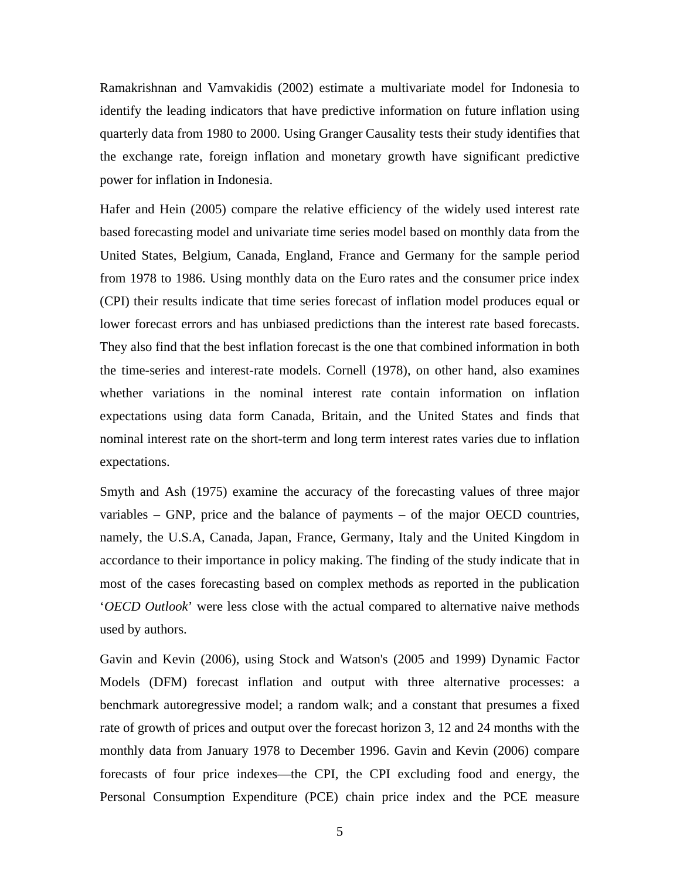Ramakrishnan and Vamvakidis (2002) estimate a multivariate model for Indonesia to identify the leading indicators that have predictive information on future inflation using quarterly data from 1980 to 2000. Using Granger Causality tests their study identifies that the exchange rate, foreign inflation and monetary growth have significant predictive power for inflation in Indonesia.

Hafer and Hein (2005) compare the relative efficiency of the widely used interest rate based forecasting model and univariate time series model based on monthly data from the United States, Belgium, Canada, England, France and Germany for the sample period from 1978 to 1986. Using monthly data on the Euro rates and the consumer price index (CPI) their results indicate that time series forecast of inflation model produces equal or lower forecast errors and has unbiased predictions than the interest rate based forecasts. They also find that the best inflation forecast is the one that combined information in both the time-series and interest-rate models. Cornell (1978), on other hand, also examines whether variations in the nominal interest rate contain information on inflation expectations using data form Canada, Britain, and the United States and finds that nominal interest rate on the short-term and long term interest rates varies due to inflation expectations.

Smyth and Ash (1975) examine the accuracy of the forecasting values of three major variables – GNP, price and the balance of payments – of the major OECD countries, namely, the U.S.A, Canada, Japan, France, Germany, Italy and the United Kingdom in accordance to their importance in policy making. The finding of the study indicate that in most of the cases forecasting based on complex methods as reported in the publication '*OECD Outlook*' were less close with the actual compared to alternative naive methods used by authors.

Gavin and Kevin (2006), using Stock and Watson's (2005 and 1999) Dynamic Factor Models (DFM) forecast inflation and output with three alternative processes: a benchmark autoregressive model; a random walk; and a constant that presumes a fixed rate of growth of prices and output over the forecast horizon 3, 12 and 24 months with the monthly data from January 1978 to December 1996. Gavin and Kevin (2006) compare forecasts of four price indexes—the CPI, the CPI excluding food and energy, the Personal Consumption Expenditure (PCE) chain price index and the PCE measure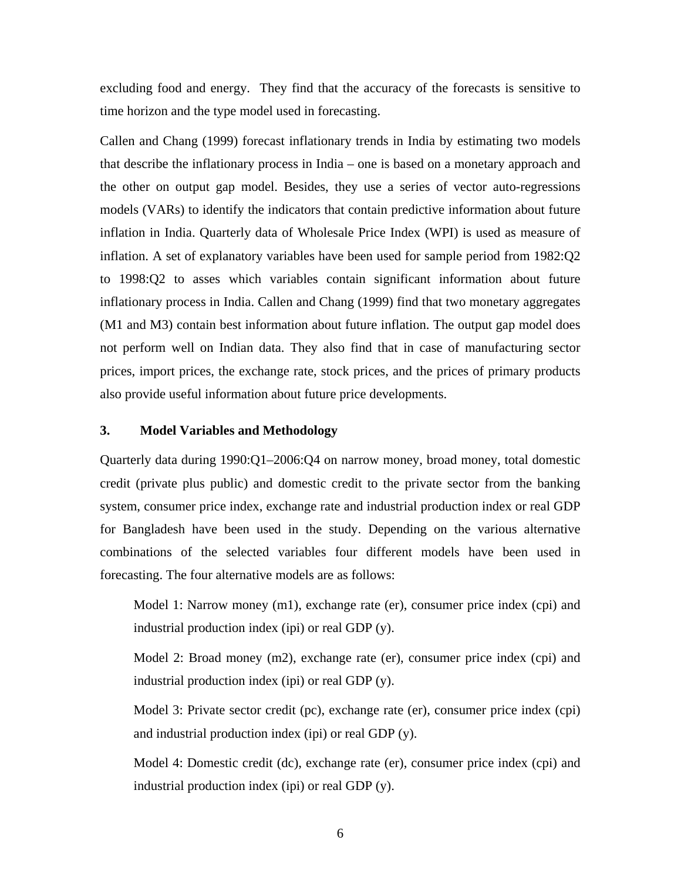excluding food and energy. They find that the accuracy of the forecasts is sensitive to time horizon and the type model used in forecasting.

Callen and Chang (1999) forecast inflationary trends in India by estimating two models that describe the inflationary process in India – one is based on a monetary approach and the other on output gap model. Besides, they use a series of vector auto-regressions models (VARs) to identify the indicators that contain predictive information about future inflation in India. Quarterly data of Wholesale Price Index (WPI) is used as measure of inflation. A set of explanatory variables have been used for sample period from 1982:Q2 to 1998:Q2 to asses which variables contain significant information about future inflationary process in India. Callen and Chang (1999) find that two monetary aggregates (M1 and M3) contain best information about future inflation. The output gap model does not perform well on Indian data. They also find that in case of manufacturing sector prices, import prices, the exchange rate, stock prices, and the prices of primary products also provide useful information about future price developments.

## 3. Model Variables and Methodology

Quarterly data during 1990:Q1–2006:Q4 on narrow money, broad money, total domestic credit (private plus public) and domestic credit to the private sector from the banking system, consumer price index, exchange rate and industrial production index or real GDP for Bangladesh have been used in the study. Depending on the various alternative combinations of the selected variables four different models have been used in forecasting. The four alternative models are as follows:

Model 1: Narrow money (m1), exchange rate (er), consumer price index (cpi) and industrial production index (ipi) or real GDP (y).

Model 2: Broad money (m2), exchange rate (er), consumer price index (cpi) and industrial production index (ipi) or real GDP (y).

Model 3: Private sector credit (pc), exchange rate (er), consumer price index (cpi) and industrial production index (ipi) or real GDP (y).

Model 4: Domestic credit (dc), exchange rate (er), consumer price index (cpi) and industrial production index (ipi) or real GDP (y).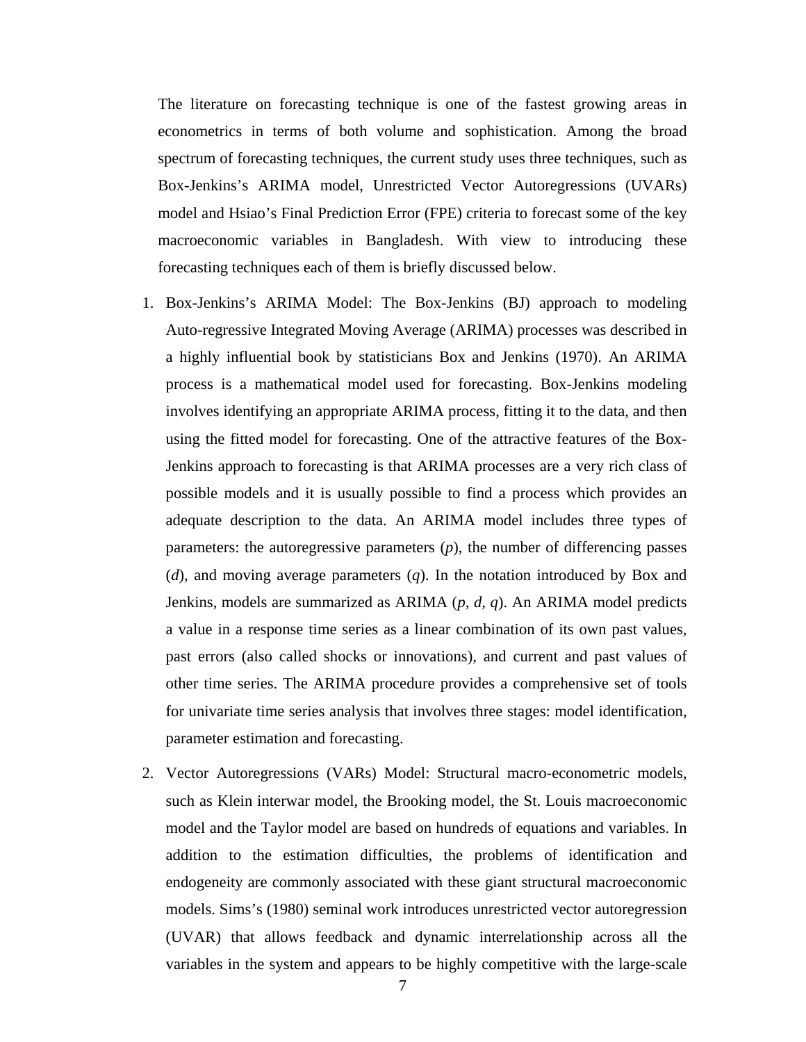The literature on forecasting technique is one of the fastest growing areas in econometrics in terms of both volume and sophistication. Among the broad spectrum of forecasting techniques, the current study uses three techniques, such as Box-Jenkins's ARIMA model, Unrestricted Vector Autoregressions (UVARs) model and Hsiao's Final Prediction Error (FPE) criteria to forecast some of the key macroeconomic variables in Bangladesh. With view to introducing these forecasting techniques each of them is briefly discussed below.

1. Box-Jenkins's ARIMA Model: The Box-Jenkins (BJ) approach to modeling Auto-regressive Integrated Moving Average (ARIMA) processes was described in a highly influential book by statisticians Box and Jenkins (1970). An ARIMA process is a mathematical model used for forecasting. Box-Jenkins modeling involves identifying an appropriate ARIMA process, fitting it to the data, and then using the fitted model for forecasting. One of the attractive features of the Box-Jenkins approach to forecasting is that ARIMA processes are a very rich class of possible models and it is usually possible to find a process which provides an adequate description to the data. An ARIMA model includes three types of parameters: the autoregressive parameters ($p$), the number of differencing passes ($d$), and moving average parameters ($q$). In the notation introduced by Box and Jenkins, models are summarized as ARIMA ($p, d, q$). An ARIMA model predicts a value in a response time series as a linear combination of its own past values, past errors (also called shocks or innovations), and current and past values of other time series. The ARIMA procedure provides a comprehensive set of tools for univariate time series analysis that involves three stages: model identification, parameter estimation and forecasting.

2. Vector Autoregressions (VARs) Model: Structural macro-econometric models, such as Klein interwar model, the Brooking model, the St. Louis macroeconomic model and the Taylor model are based on hundreds of equations and variables. In addition to the estimation difficulties, the problems of identification and endogeneity are commonly associated with these giant structural macroeconomic models. Sims's (1980) seminal work introduces unrestricted vector autoregression (UVAR) that allows feedback and dynamic interrelationship across all the variables in the system and appears to be highly competitive with the large-scale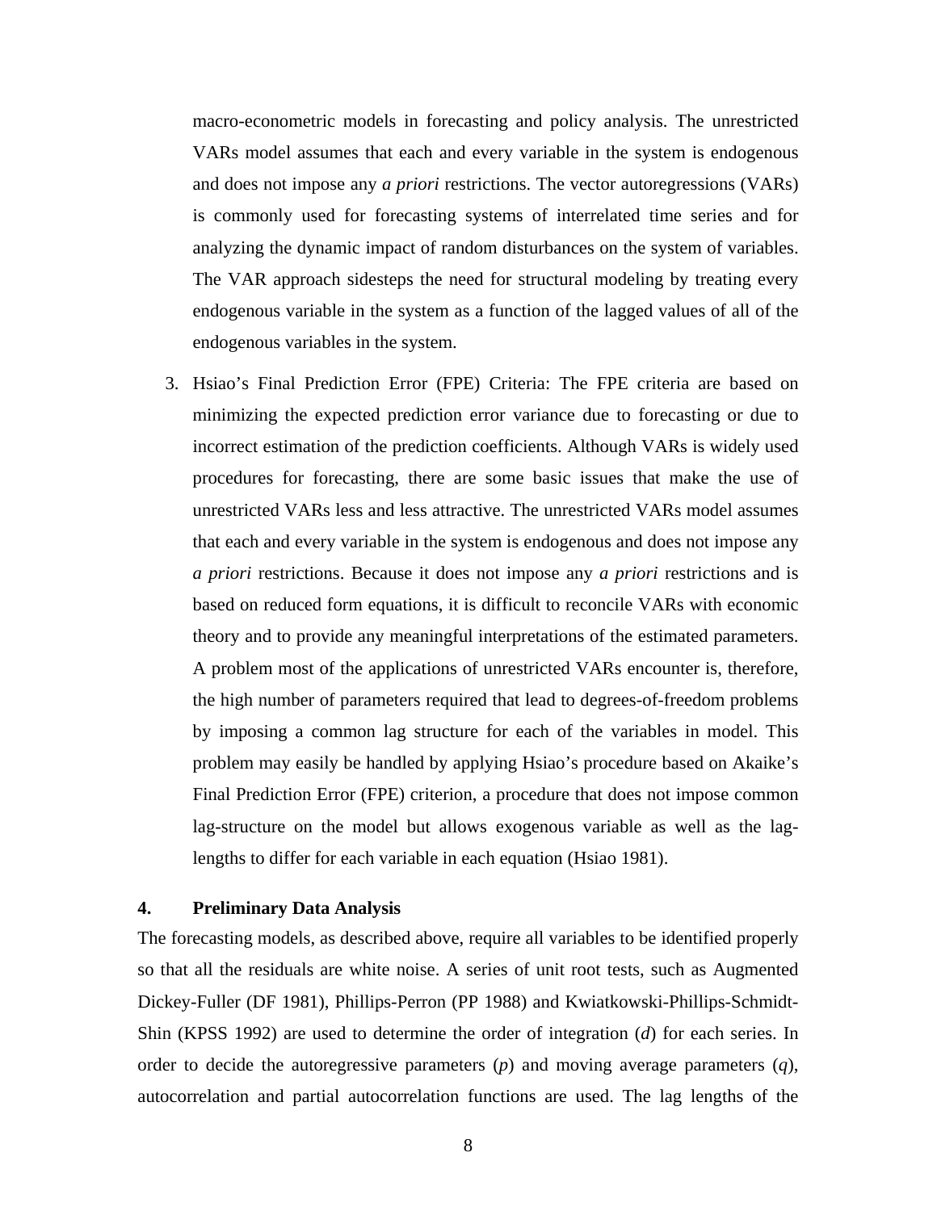macro-econometric models in forecasting and policy analysis. The unrestricted VARs model assumes that each and every variable in the system is endogenous and does not impose any *a priori* restrictions. The vector autoregressions (VARs) is commonly used for forecasting systems of interrelated time series and for analyzing the dynamic impact of random disturbances on the system of variables. The VAR approach sidesteps the need for structural modeling by treating every endogenous variable in the system as a function of the lagged values of all of the endogenous variables in the system.

3. Hsiao's Final Prediction Error (FPE) Criteria: The FPE criteria are based on minimizing the expected prediction error variance due to forecasting or due to incorrect estimation of the prediction coefficients. Although VARs is widely used procedures for forecasting, there are some basic issues that make the use of unrestricted VARs less and less attractive. The unrestricted VARs model assumes that each and every variable in the system is endogenous and does not impose any *a priori* restrictions. Because it does not impose any *a priori* restrictions and is based on reduced form equations, it is difficult to reconcile VARs with economic theory and to provide any meaningful interpretations of the estimated parameters. A problem most of the applications of unrestricted VARs encounter is, therefore, the high number of parameters required that lead to degrees-of-freedom problems by imposing a common lag structure for each of the variables in model. This problem may easily be handled by applying Hsiao's procedure based on Akaike's Final Prediction Error (FPE) criterion, a procedure that does not impose common lag-structure on the model but allows exogenous variable as well as the lag-lengths to differ for each variable in each equation (Hsiao 1981).

## 4. Preliminary Data Analysis

The forecasting models, as described above, require all variables to be identified properly so that all the residuals are white noise. A series of unit root tests, such as Augmented Dickey-Fuller (DF 1981), Phillips-Perron (PP 1988) and Kwiatkowski-Phillips-Schmidt-Shin (KPSS 1992) are used to determine the order of integration ($d$) for each series. In order to decide the autoregressive parameters ($p$) and moving average parameters ($q$), autocorrelation and partial autocorrelation functions are used. The lag lengths of the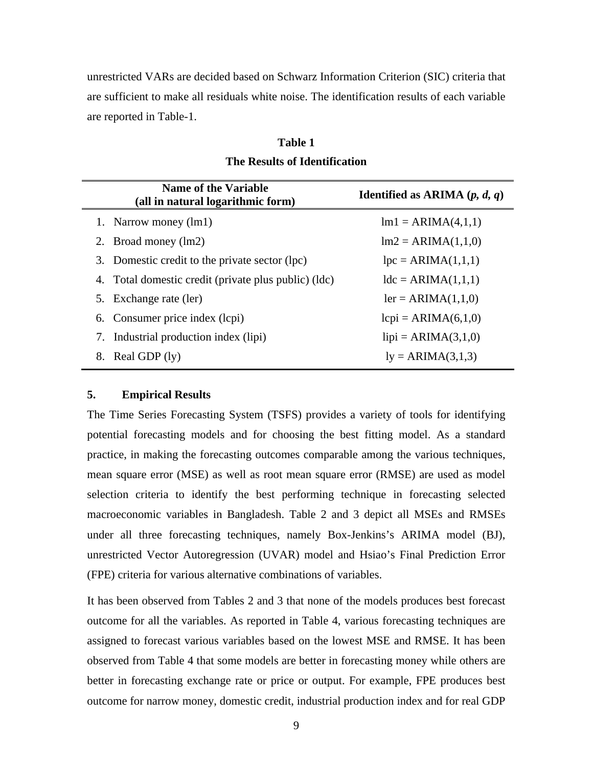unrestricted VARs are decided based on Schwarz Information Criterion (SIC) criteria that are sufficient to make all residuals white noise. The identification results of each variable are reported in Table-1.

**Table 1**

**The Results of Identification**

| Name of the Variable (all in natural logarithmic form) | Identified as ARIMA (*p, d, q*) |
|---|---|
| 1. Narrow money (lm1) | lm1 = ARIMA(4,1,1) |
| 2. Broad money (lm2) | lm2 = ARIMA(1,1,0) |
| 3. Domestic credit to the private sector (lpc) | lpc = ARIMA(1,1,1) |
| 4. Total domestic credit (private plus public) (ldc) | ldc = ARIMA(1,1,1) |
| 5. Exchange rate (ler) | ler = ARIMA(1,1,0) |
| 6. Consumer price index (lcpi) | lcpi = ARIMA(6,1,0) |
| 7. Industrial production index (lipi) | lipi = ARIMA(3,1,0) |
| 8. Real GDP (ly) | ly = ARIMA(3,1,3) |

## 5. Empirical Results

The Time Series Forecasting System (TSFS) provides a variety of tools for identifying potential forecasting models and for choosing the best fitting model. As a standard practice, in making the forecasting outcomes comparable among the various techniques, mean square error (MSE) as well as root mean square error (RMSE) are used as model selection criteria to identify the best performing technique in forecasting selected macroeconomic variables in Bangladesh. Table 2 and 3 depict all MSEs and RMSEs under all three forecasting techniques, namely Box-Jenkins's ARIMA model (BJ), unrestricted Vector Autoregression (UVAR) model and Hsiao's Final Prediction Error (FPE) criteria for various alternative combinations of variables.

It has been observed from Tables 2 and 3 that none of the models produces best forecast outcome for all the variables. As reported in Table 4, various forecasting techniques are assigned to forecast various variables based on the lowest MSE and RMSE. It has been observed from Table 4 that some models are better in forecasting money while others are better in forecasting exchange rate or price or output. For example, FPE produces best outcome for narrow money, domestic credit, industrial production index and for real GDP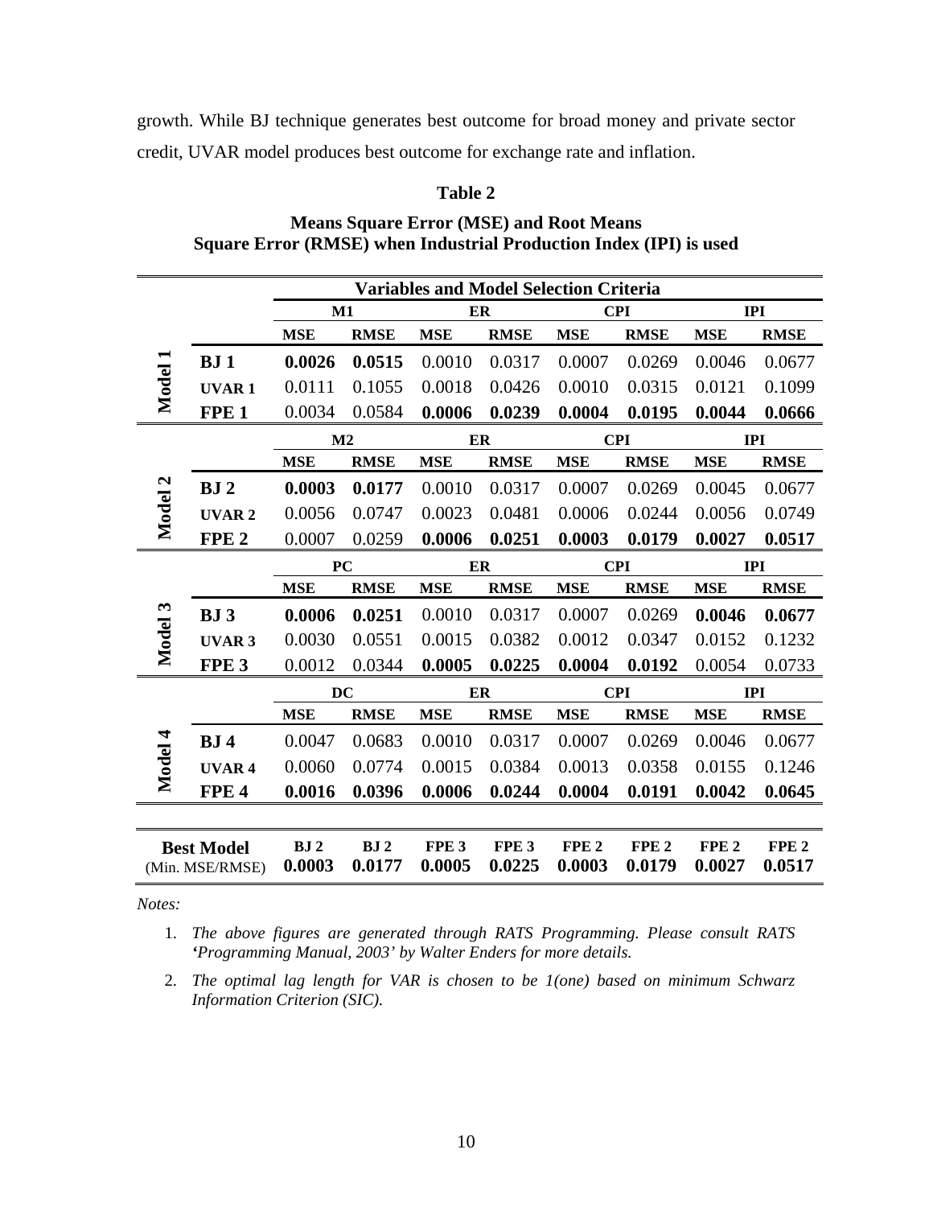growth. While BJ technique generates best outcome for broad money and private sector credit, UVAR model produces best outcome for exchange rate and inflation.

**Table 2**

**Means Square Error (MSE) and Root Means Square Error (RMSE) when Industrial Production Index (IPI) is used**

| | | Variables and Model Selection Criteria | | | | | | | |
|---|---|---|---|---|---|---|---|---|---|
| | | **M1** | | **ER** | | **CPI** | | **IPI** | |
| | | **MSE** | **RMSE** | **MSE** | **RMSE** | **MSE** | **RMSE** | **MSE** | **RMSE** |
| **Model 1** | **BJ 1** | **0.0026** | **0.0515** | 0.0010 | 0.0317 | 0.0007 | 0.0269 | 0.0046 | 0.0677 |
| | **UVAR 1** | 0.0111 | 0.1055 | 0.0018 | 0.0426 | 0.0010 | 0.0315 | 0.0121 | 0.1099 |
| | **FPE 1** | 0.0034 | 0.0584 | **0.0006** | **0.0239** | **0.0004** | **0.0195** | **0.0044** | **0.0666** |
| | | **M2** | | **ER** | | **CPI** | | **IPI** | |
| | | **MSE** | **RMSE** | **MSE** | **RMSE** | **MSE** | **RMSE** | **MSE** | **RMSE** |
| **Model 2** | **BJ 2** | **0.0003** | **0.0177** | 0.0010 | 0.0317 | 0.0007 | 0.0269 | 0.0045 | 0.0677 |
| | **UVAR 2** | 0.0056 | 0.0747 | 0.0023 | 0.0481 | 0.0006 | 0.0244 | 0.0056 | 0.0749 |
| | **FPE 2** | 0.0007 | 0.0259 | **0.0006** | **0.0251** | **0.0003** | **0.0179** | **0.0027** | **0.0517** |
| | | **PC** | | **ER** | | **CPI** | | **IPI** | |
| | | **MSE** | **RMSE** | **MSE** | **RMSE** | **MSE** | **RMSE** | **MSE** | **RMSE** |
| **Model 3** | **BJ 3** | **0.0006** | **0.0251** | 0.0010 | 0.0317 | 0.0007 | 0.0269 | **0.0046** | **0.0677** |
| | **UVAR 3** | 0.0030 | 0.0551 | 0.0015 | 0.0382 | 0.0012 | 0.0347 | 0.0152 | 0.1232 |
| | **FPE 3** | 0.0012 | 0.0344 | **0.0005** | **0.0225** | **0.0004** | **0.0192** | 0.0054 | 0.0733 |
| | | **DC** | | **ER** | | **CPI** | | **IPI** | |
| | | **MSE** | **RMSE** | **MSE** | **RMSE** | **MSE** | **RMSE** | **MSE** | **RMSE** |
| **Model 4** | **BJ 4** | 0.0047 | 0.0683 | 0.0010 | 0.0317 | 0.0007 | 0.0269 | 0.0046 | 0.0677 |
| | **UVAR 4** | 0.0060 | 0.0774 | 0.0015 | 0.0384 | 0.0013 | 0.0358 | 0.0155 | 0.1246 |
| | **FPE 4** | **0.0016** | **0.0396** | **0.0006** | **0.0244** | **0.0004** | **0.0191** | **0.0042** | **0.0645** |
| **Best Model** (Min. MSE/RMSE) | | **BJ 2 0.0003** | **BJ 2 0.0177** | **FPE 3 0.0005** | **FPE 3 0.0225** | **FPE 2 0.0003** | **FPE 2 0.0179** | **FPE 2 0.0027** | **FPE 2 0.0517** |

*Notes:*

1. *The above figures are generated through RATS Programming. Please consult RATS 'Programming Manual, 2003' by Walter Enders for more details.*
2. *The optimal lag length for VAR is chosen to be 1(one) based on minimum Schwarz Information Criterion (SIC).*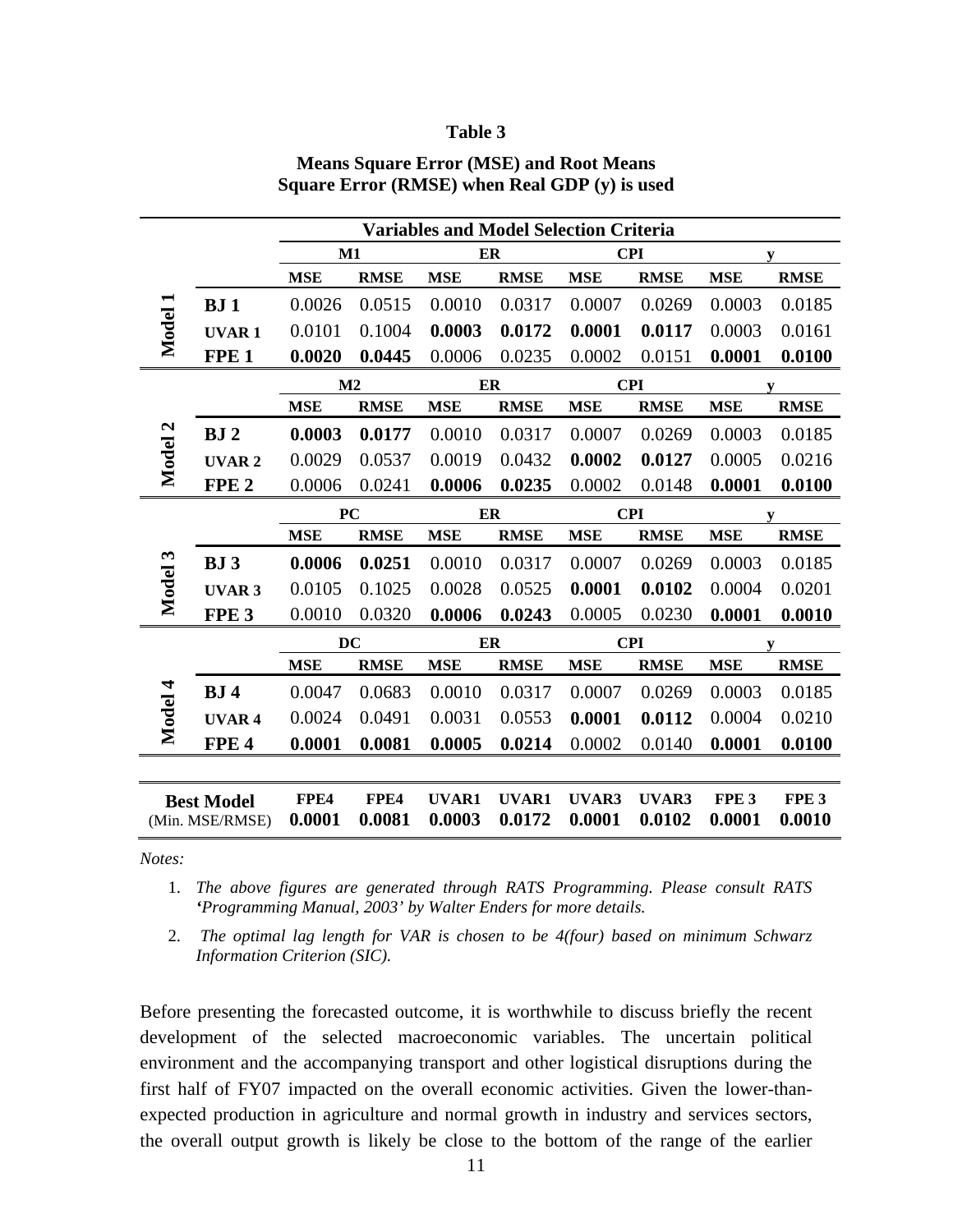**Table 3**

**Means Square Error (MSE) and Root Means Square Error (RMSE) when Real GDP (y) is used**

| | | Variables and Model Selection Criteria | | | | | | | |
|---|---|---|---|---|---|---|---|---|---|
| | | **M1** | | **ER** | | **CPI** | | **y** | |
| | | **MSE** | **RMSE** | **MSE** | **RMSE** | **MSE** | **RMSE** | **MSE** | **RMSE** |
| **Model 1** | **BJ 1** | 0.0026 | 0.0515 | 0.0010 | 0.0317 | 0.0007 | 0.0269 | 0.0003 | 0.0185 |
| | **UVAR 1** | 0.0101 | 0.1004 | **0.0003** | **0.0172** | **0.0001** | **0.0117** | 0.0003 | 0.0161 |
| | **FPE 1** | **0.0020** | **0.0445** | 0.0006 | 0.0235 | 0.0002 | 0.0151 | **0.0001** | **0.0100** |
| | | **M2** | | **ER** | | **CPI** | | **y** | |
| | | **MSE** | **RMSE** | **MSE** | **RMSE** | **MSE** | **RMSE** | **MSE** | **RMSE** |
| **Model 2** | **BJ 2** | **0.0003** | **0.0177** | 0.0010 | 0.0317 | 0.0007 | 0.0269 | 0.0003 | 0.0185 |
| | **UVAR 2** | 0.0029 | 0.0537 | 0.0019 | 0.0432 | **0.0002** | **0.0127** | 0.0005 | 0.0216 |
| | **FPE 2** | 0.0006 | 0.0241 | **0.0006** | **0.0235** | 0.0002 | 0.0148 | **0.0001** | **0.0100** |
| | | **PC** | | **ER** | | **CPI** | | **y** | |
| | | **MSE** | **RMSE** | **MSE** | **RMSE** | **MSE** | **RMSE** | **MSE** | **RMSE** |
| **Model 3** | **BJ 3** | **0.0006** | **0.0251** | 0.0010 | 0.0317 | 0.0007 | 0.0269 | 0.0003 | 0.0185 |
| | **UVAR 3** | 0.0105 | 0.1025 | 0.0028 | 0.0525 | **0.0001** | **0.0102** | 0.0004 | 0.0201 |
| | **FPE 3** | 0.0010 | 0.0320 | **0.0006** | **0.0243** | 0.0005 | 0.0230 | **0.0001** | **0.0010** |
| | | **DC** | | **ER** | | **CPI** | | **y** | |
| | | **MSE** | **RMSE** | **MSE** | **RMSE** | **MSE** | **RMSE** | **MSE** | **RMSE** |
| **Model 4** | **BJ 4** | 0.0047 | 0.0683 | 0.0010 | 0.0317 | 0.0007 | 0.0269 | 0.0003 | 0.0185 |
| | **UVAR 4** | 0.0024 | 0.0491 | 0.0031 | 0.0553 | **0.0001** | **0.0112** | 0.0004 | 0.0210 |
| | **FPE 4** | **0.0001** | **0.0081** | **0.0005** | **0.0214** | 0.0002 | 0.0140 | **0.0001** | **0.0100** |
| **Best Model** (Min. MSE/RMSE) | | **FPE4 0.0001** | **FPE4 0.0081** | **UVAR1 0.0003** | **UVAR1 0.0172** | **UVAR3 0.0001** | **UVAR3 0.0102** | **FPE 3 0.0001** | **FPE 3 0.0010** |

*Notes:*

1. *The above figures are generated through RATS Programming. Please consult RATS* ***'****Programming Manual, 2003' by Walter Enders for more details.*
2. *The optimal lag length for VAR is chosen to be 4(four) based on minimum Schwarz Information Criterion (SIC).*

Before presenting the forecasted outcome, it is worthwhile to discuss briefly the recent development of the selected macroeconomic variables. The uncertain political environment and the accompanying transport and other logistical disruptions during the first half of FY07 impacted on the overall economic activities. Given the lower-than-expected production in agriculture and normal growth in industry and services sectors, the overall output growth is likely be close to the bottom of the range of the earlier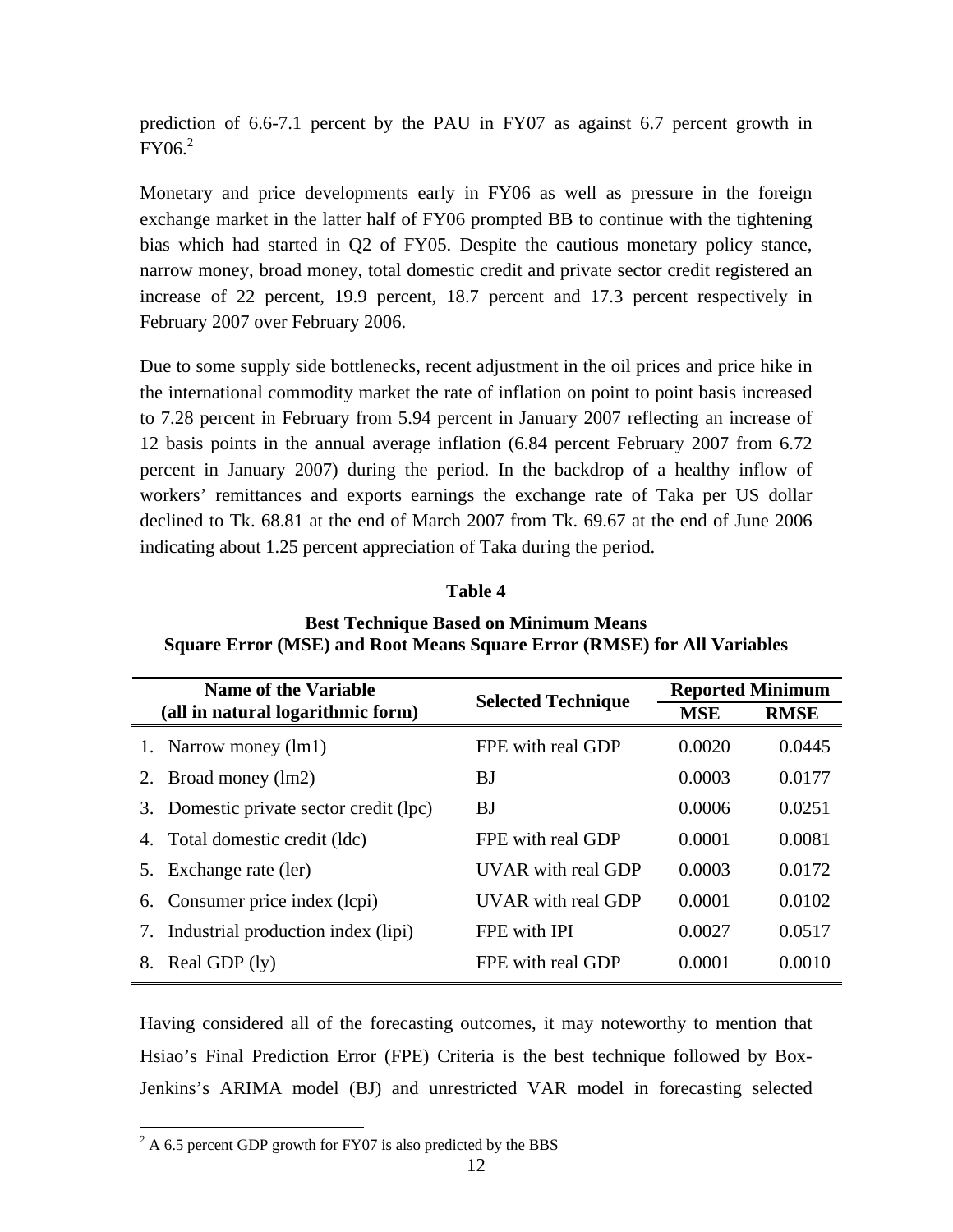prediction of 6.6-7.1 percent by the PAU in FY07 as against 6.7 percent growth in FY06.[2]

Monetary and price developments early in FY06 as well as pressure in the foreign exchange market in the latter half of FY06 prompted BB to continue with the tightening bias which had started in Q2 of FY05. Despite the cautious monetary policy stance, narrow money, broad money, total domestic credit and private sector credit registered an increase of 22 percent, 19.9 percent, 18.7 percent and 17.3 percent respectively in February 2007 over February 2006.

Due to some supply side bottlenecks, recent adjustment in the oil prices and price hike in the international commodity market the rate of inflation on point to point basis increased to 7.28 percent in February from 5.94 percent in January 2007 reflecting an increase of 12 basis points in the annual average inflation (6.84 percent February 2007 from 6.72 percent in January 2007) during the period. In the backdrop of a healthy inflow of workers' remittances and exports earnings the exchange rate of Taka per US dollar declined to Tk. 68.81 at the end of March 2007 from Tk. 69.67 at the end of June 2006 indicating about 1.25 percent appreciation of Taka during the period.

**Table 4**

**Best Technique Based on Minimum Means Square Error (MSE) and Root Means Square Error (RMSE) for All Variables**

| Name of the Variable (all in natural logarithmic form) | Selected Technique | Reported Minimum | |
|---|---|---|---|
| | | MSE | RMSE |
| 1. Narrow money (lm1) | FPE with real GDP | 0.0020 | 0.0445 |
| 2. Broad money (lm2) | BJ | 0.0003 | 0.0177 |
| 3. Domestic private sector credit (lpc) | BJ | 0.0006 | 0.0251 |
| 4. Total domestic credit (ldc) | FPE with real GDP | 0.0001 | 0.0081 |
| 5. Exchange rate (ler) | UVAR with real GDP | 0.0003 | 0.0172 |
| 6. Consumer price index (lcpi) | UVAR with real GDP | 0.0001 | 0.0102 |
| 7. Industrial production index (lipi) | FPE with IPI | 0.0027 | 0.0517 |
| 8. Real GDP (ly) | FPE with real GDP | 0.0001 | 0.0010 |

Having considered all of the forecasting outcomes, it may noteworthy to mention that Hsiao's Final Prediction Error (FPE) Criteria is the best technique followed by Box-Jenkins's ARIMA model (BJ) and unrestricted VAR model in forecasting selected

[2] A 6.5 percent GDP growth for FY07 is also predicted by the BBS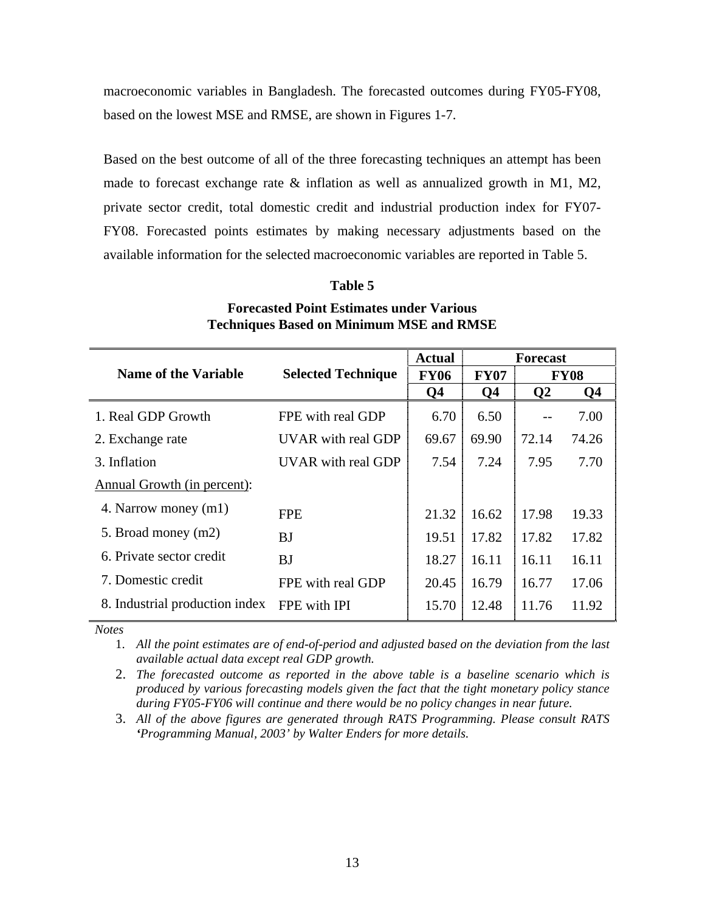macroeconomic variables in Bangladesh. The forecasted outcomes during FY05-FY08, based on the lowest MSE and RMSE, are shown in Figures 1-7.

Based on the best outcome of all of the three forecasting techniques an attempt has been made to forecast exchange rate & inflation as well as annualized growth in M1, M2, private sector credit, total domestic credit and industrial production index for FY07-FY08. Forecasted points estimates by making necessary adjustments based on the available information for the selected macroeconomic variables are reported in Table 5.

**Table 5**

**Forecasted Point Estimates under Various Techniques Based on Minimum MSE and RMSE**

| Name of the Variable | Selected Technique | Actual | Forecast | | |
|---|---|---|---|---|---|
| | | FY06 | FY07 | FY08 | |
| | | Q4 | Q4 | Q2 | Q4 |
| 1. Real GDP Growth | FPE with real GDP | 6.70 | 6.50 | -- | 7.00 |
| 2. Exchange rate | UVAR with real GDP | 69.67 | 69.90 | 72.14 | 74.26 |
| 3. Inflation | UVAR with real GDP | 7.54 | 7.24 | 7.95 | 7.70 |
| Annual Growth (in percent): | | | | | |
| 4. Narrow money (m1) | FPE | 21.32 | 16.62 | 17.98 | 19.33 |
| 5. Broad money (m2) | BJ | 19.51 | 17.82 | 17.82 | 17.82 |
| 6. Private sector credit | BJ | 18.27 | 16.11 | 16.11 | 16.11 |
| 7. Domestic credit | FPE with real GDP | 20.45 | 16.79 | 16.77 | 17.06 |
| 8. Industrial production index | FPE with IPI | 15.70 | 12.48 | 11.76 | 11.92 |

*Notes*

1. *All the point estimates are of end-of-period and adjusted based on the deviation from the last available actual data except real GDP growth.*
2. *The forecasted outcome as reported in the above table is a baseline scenario which is produced by various forecasting models given the fact that the tight monetary policy stance during FY05-FY06 will continue and there would be no policy changes in near future.*
3. *All of the above figures are generated through RATS Programming. Please consult RATS 'Programming Manual, 2003' by Walter Enders for more details.*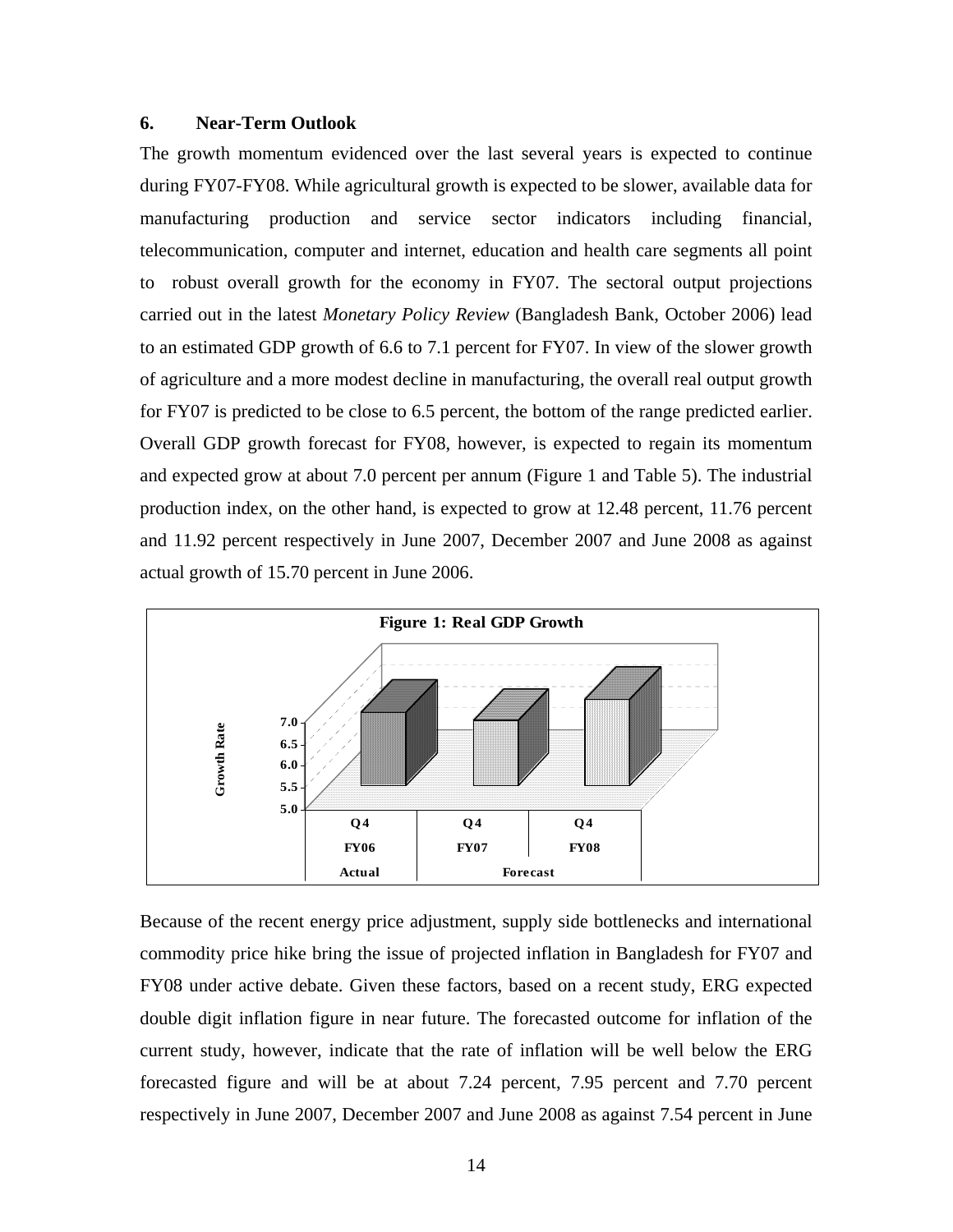## 6. Near-Term Outlook

The growth momentum evidenced over the last several years is expected to continue during FY07-FY08. While agricultural growth is expected to be slower, available data for manufacturing production and service sector indicators including financial, telecommunication, computer and internet, education and health care segments all point to robust overall growth for the economy in FY07. The sectoral output projections carried out in the latest *Monetary Policy Review* (Bangladesh Bank, October 2006) lead to an estimated GDP growth of 6.6 to 7.1 percent for FY07. In view of the slower growth of agriculture and a more modest decline in manufacturing, the overall real output growth for FY07 is predicted to be close to 6.5 percent, the bottom of the range predicted earlier. Overall GDP growth forecast for FY08, however, is expected to regain its momentum and expected grow at about 7.0 percent per annum (Figure 1 and Table 5). The industrial production index, on the other hand, is expected to grow at 12.48 percent, 11.76 percent and 11.92 percent respectively in June 2007, December 2007 and June 2008 as against actual growth of 15.70 percent in June 2006.

**Figure 1: Real GDP Growth**

Because of the recent energy price adjustment, supply side bottlenecks and international commodity price hike bring the issue of projected inflation in Bangladesh for FY07 and FY08 under active debate. Given these factors, based on a recent study, ERG expected double digit inflation figure in near future. The forecasted outcome for inflation of the current study, however, indicate that the rate of inflation will be well below the ERG forecasted figure and will be at about 7.24 percent, 7.95 percent and 7.70 percent respectively in June 2007, December 2007 and June 2008 as against 7.54 percent in June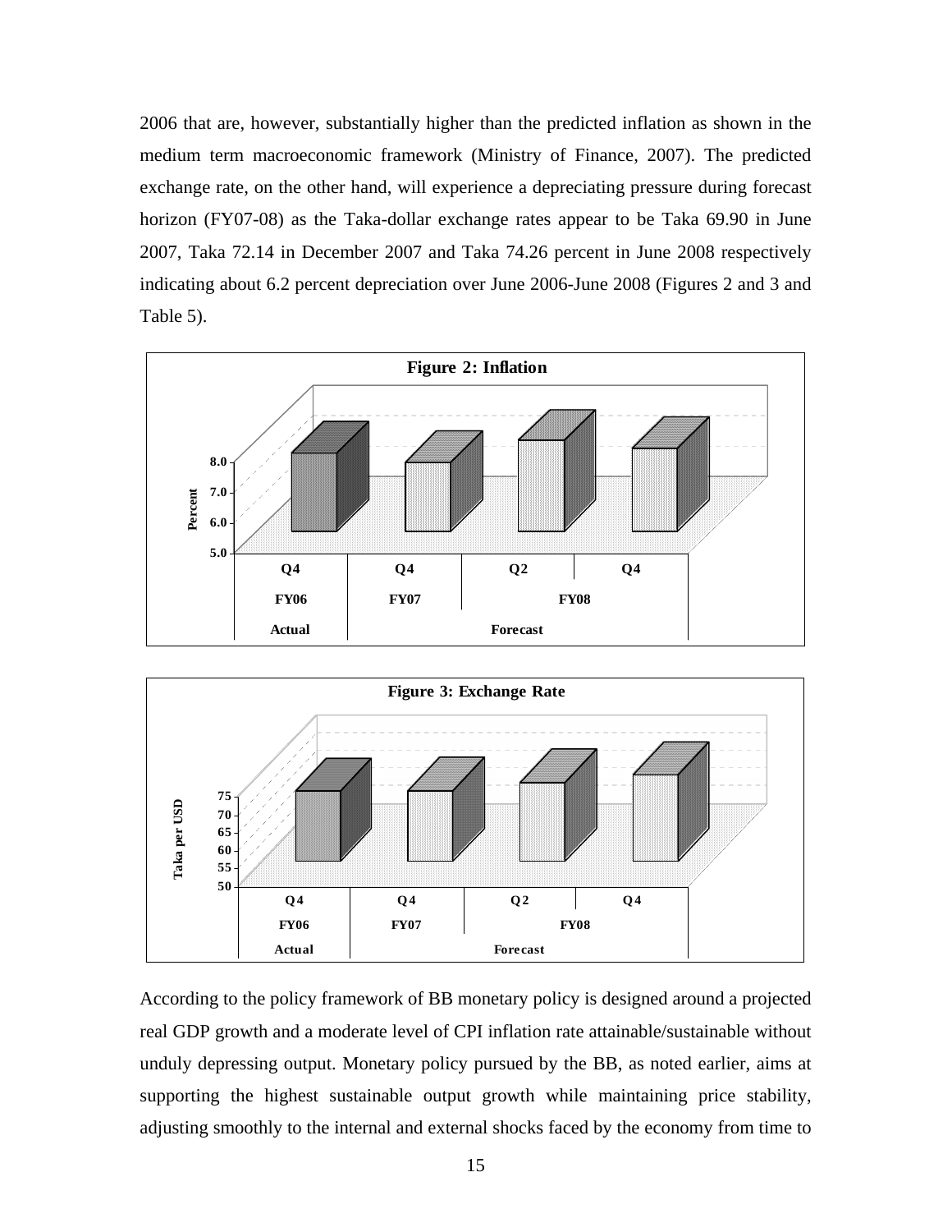2006 that are, however, substantially higher than the predicted inflation as shown in the medium term macroeconomic framework (Ministry of Finance, 2007). The predicted exchange rate, on the other hand, will experience a depreciating pressure during forecast horizon (FY07-08) as the Taka-dollar exchange rates appear to be Taka 69.90 in June 2007, Taka 72.14 in December 2007 and Taka 74.26 percent in June 2008 respectively indicating about 6.2 percent depreciation over June 2006-June 2008 (Figures 2 and 3 and Table 5).

**Figure 2: Inflation**

| | Q4 | Q4 | Q2 | Q4 |
|---|---|---|---|---|
| | FY06 | FY07 | FY08 | |
| | Actual | Forecast | | |

**Figure 3: Exchange Rate**

| | Q4 | Q4 | Q2 | Q4 |
|---|---|---|---|---|
| | FY06 | FY07 | FY08 | |
| | Actual | Forecast | | |

According to the policy framework of BB monetary policy is designed around a projected real GDP growth and a moderate level of CPI inflation rate attainable/sustainable without unduly depressing output. Monetary policy pursued by the BB, as noted earlier, aims at supporting the highest sustainable output growth while maintaining price stability, adjusting smoothly to the internal and external shocks faced by the economy from time to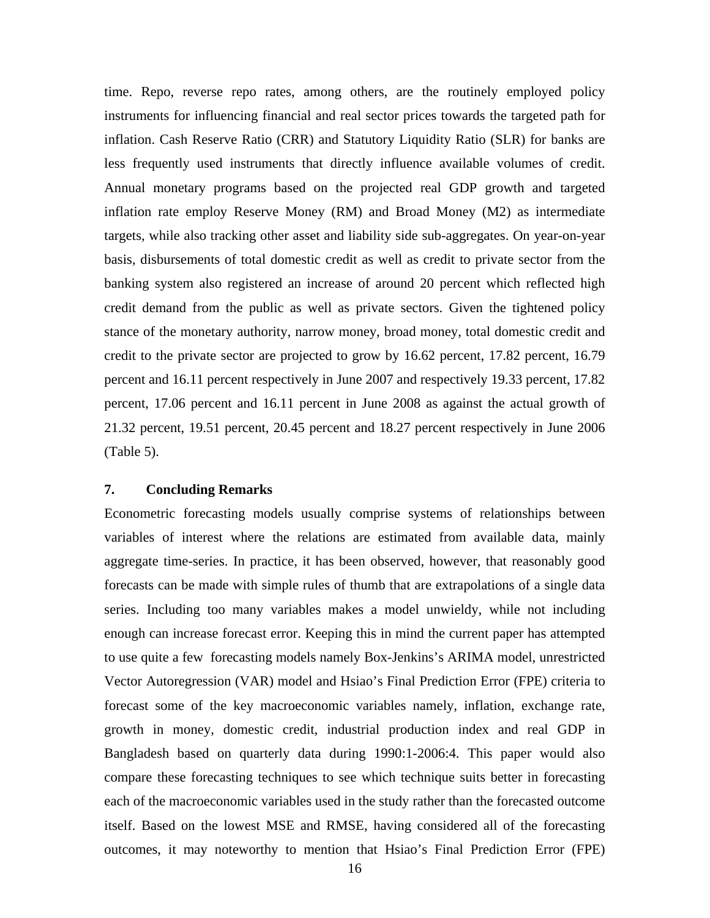time. Repo, reverse repo rates, among others, are the routinely employed policy instruments for influencing financial and real sector prices towards the targeted path for inflation. Cash Reserve Ratio (CRR) and Statutory Liquidity Ratio (SLR) for banks are less frequently used instruments that directly influence available volumes of credit. Annual monetary programs based on the projected real GDP growth and targeted inflation rate employ Reserve Money (RM) and Broad Money (M2) as intermediate targets, while also tracking other asset and liability side sub-aggregates. On year-on-year basis, disbursements of total domestic credit as well as credit to private sector from the banking system also registered an increase of around 20 percent which reflected high credit demand from the public as well as private sectors. Given the tightened policy stance of the monetary authority, narrow money, broad money, total domestic credit and credit to the private sector are projected to grow by 16.62 percent, 17.82 percent, 16.79 percent and 16.11 percent respectively in June 2007 and respectively 19.33 percent, 17.82 percent, 17.06 percent and 16.11 percent in June 2008 as against the actual growth of 21.32 percent, 19.51 percent, 20.45 percent and 18.27 percent respectively in June 2006 (Table 5).

## 7. Concluding Remarks

Econometric forecasting models usually comprise systems of relationships between variables of interest where the relations are estimated from available data, mainly aggregate time-series. In practice, it has been observed, however, that reasonably good forecasts can be made with simple rules of thumb that are extrapolations of a single data series. Including too many variables makes a model unwieldy, while not including enough can increase forecast error. Keeping this in mind the current paper has attempted to use quite a few forecasting models namely Box-Jenkins's ARIMA model, unrestricted Vector Autoregression (VAR) model and Hsiao's Final Prediction Error (FPE) criteria to forecast some of the key macroeconomic variables namely, inflation, exchange rate, growth in money, domestic credit, industrial production index and real GDP in Bangladesh based on quarterly data during 1990:1-2006:4. This paper would also compare these forecasting techniques to see which technique suits better in forecasting each of the macroeconomic variables used in the study rather than the forecasted outcome itself. Based on the lowest MSE and RMSE, having considered all of the forecasting outcomes, it may noteworthy to mention that Hsiao's Final Prediction Error (FPE)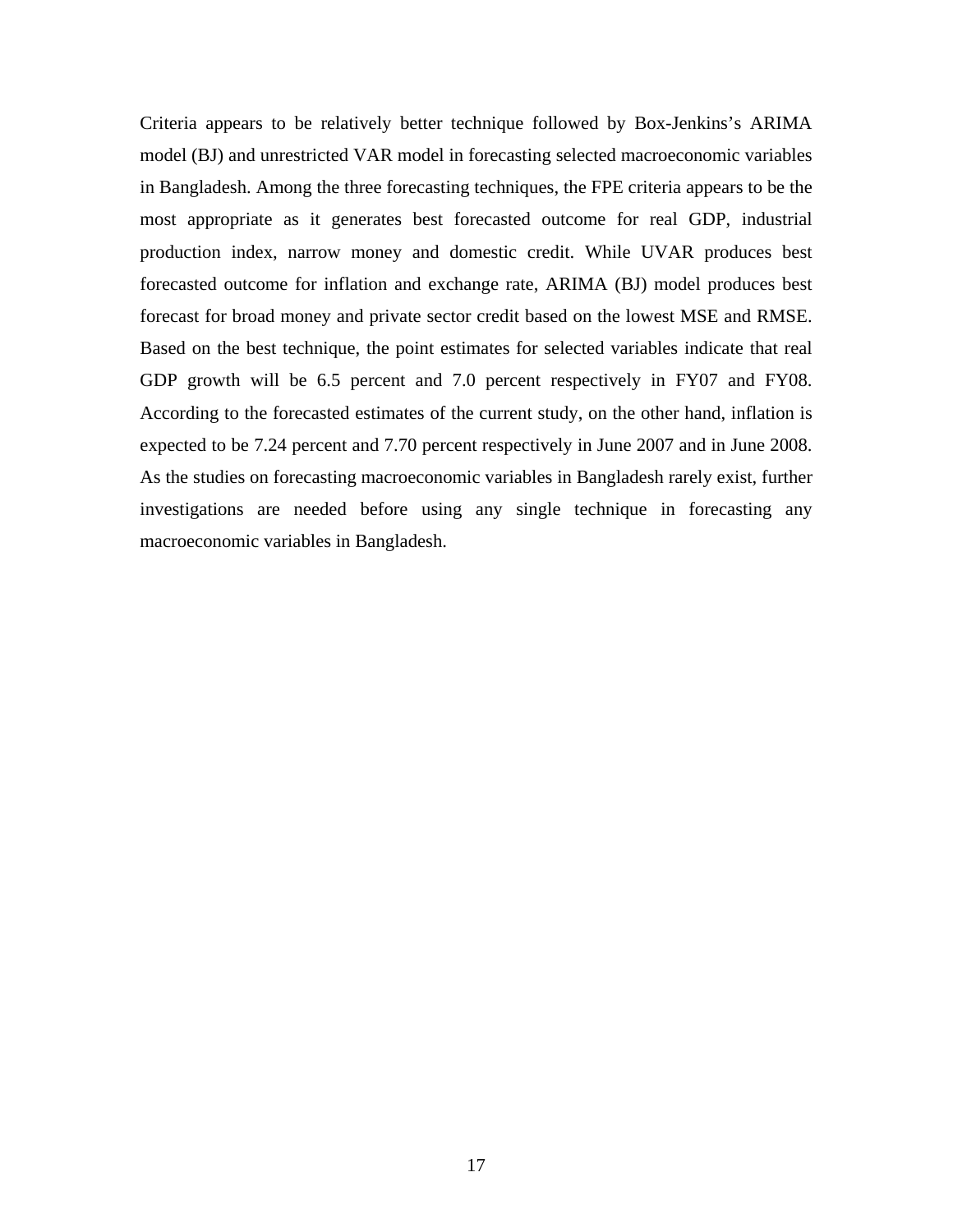Criteria appears to be relatively better technique followed by Box-Jenkins's ARIMA model (BJ) and unrestricted VAR model in forecasting selected macroeconomic variables in Bangladesh. Among the three forecasting techniques, the FPE criteria appears to be the most appropriate as it generates best forecasted outcome for real GDP, industrial production index, narrow money and domestic credit. While UVAR produces best forecasted outcome for inflation and exchange rate, ARIMA (BJ) model produces best forecast for broad money and private sector credit based on the lowest MSE and RMSE. Based on the best technique, the point estimates for selected variables indicate that real GDP growth will be 6.5 percent and 7.0 percent respectively in FY07 and FY08. According to the forecasted estimates of the current study, on the other hand, inflation is expected to be 7.24 percent and 7.70 percent respectively in June 2007 and in June 2008. As the studies on forecasting macroeconomic variables in Bangladesh rarely exist, further investigations are needed before using any single technique in forecasting any macroeconomic variables in Bangladesh.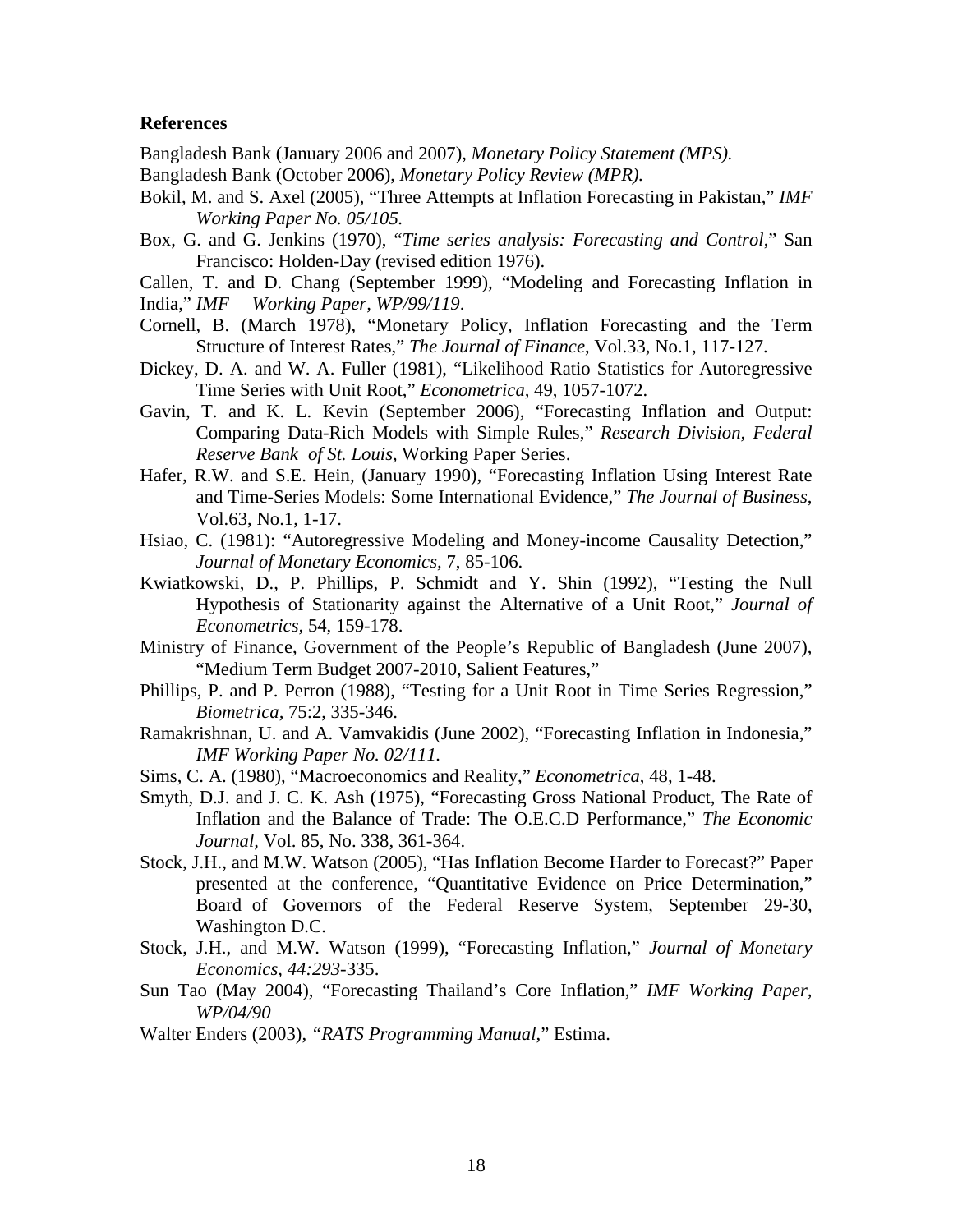**References**

Bangladesh Bank (January 2006 and 2007), *Monetary Policy Statement (MPS).*

Bangladesh Bank (October 2006), *Monetary Policy Review (MPR).*

Bokil, M. and S. Axel (2005), "Three Attempts at Inflation Forecasting in Pakistan," *IMF Working Paper No. 05/105.*

Box, G. and G. Jenkins (1970), "*Time series analysis: Forecasting and Control*," San Francisco: Holden-Day (revised edition 1976).

Callen, T. and D. Chang (September 1999), "Modeling and Forecasting Inflation in India," *IMF Working Paper, WP/99/119*.

Cornell, B. (March 1978), "Monetary Policy, Inflation Forecasting and the Term Structure of Interest Rates," *The Journal of Finance*, Vol.33, No.1, 117-127.

Dickey, D. A. and W. A. Fuller (1981), "Likelihood Ratio Statistics for Autoregressive Time Series with Unit Root," *Econometrica,* 49, 1057-1072.

Gavin, T. and K. L. Kevin (September 2006), "Forecasting Inflation and Output: Comparing Data-Rich Models with Simple Rules," *Research Division, Federal Reserve Bank of St. Louis,* Working Paper Series.

Hafer, R.W. and S.E. Hein, (January 1990), "Forecasting Inflation Using Interest Rate and Time-Series Models: Some International Evidence," *The Journal of Business*, Vol.63, No.1, 1-17.

Hsiao, C. (1981): "Autoregressive Modeling and Money-income Causality Detection," *Journal of Monetary Economics,* 7, 85-106.

Kwiatkowski, D., P. Phillips, P. Schmidt and Y. Shin (1992), "Testing the Null Hypothesis of Stationarity against the Alternative of a Unit Root," *Journal of Econometrics,* 54, 159-178.

Ministry of Finance, Government of the People's Republic of Bangladesh (June 2007), "Medium Term Budget 2007-2010, Salient Features,"

Phillips, P. and P. Perron (1988), "Testing for a Unit Root in Time Series Regression," *Biometrica,* 75:2, 335-346.

Ramakrishnan, U. and A. Vamvakidis (June 2002), "Forecasting Inflation in Indonesia," *IMF Working Paper No. 02/111.*

Sims, C. A. (1980), "Macroeconomics and Reality," *Econometrica*, 48, 1-48.

Smyth, D.J. and J. C. K. Ash (1975), "Forecasting Gross National Product, The Rate of Inflation and the Balance of Trade: The O.E.C.D Performance," *The Economic Journal,* Vol. 85, No. 338, 361-364.

Stock, J.H., and M.W. Watson (2005), "Has Inflation Become Harder to Forecast?" Paper presented at the conference, "Quantitative Evidence on Price Determination," Board of Governors of the Federal Reserve System, September 29-30, Washington D.C.

Stock, J.H., and M.W. Watson (1999), "Forecasting Inflation," *Journal of Monetary Economics*, *44:293*-335.

Sun Tao (May 2004), "Forecasting Thailand's Core Inflation," *IMF Working Paper, WP/04/90*

Walter Enders (2003), "*RATS Programming Manual*," Estima.